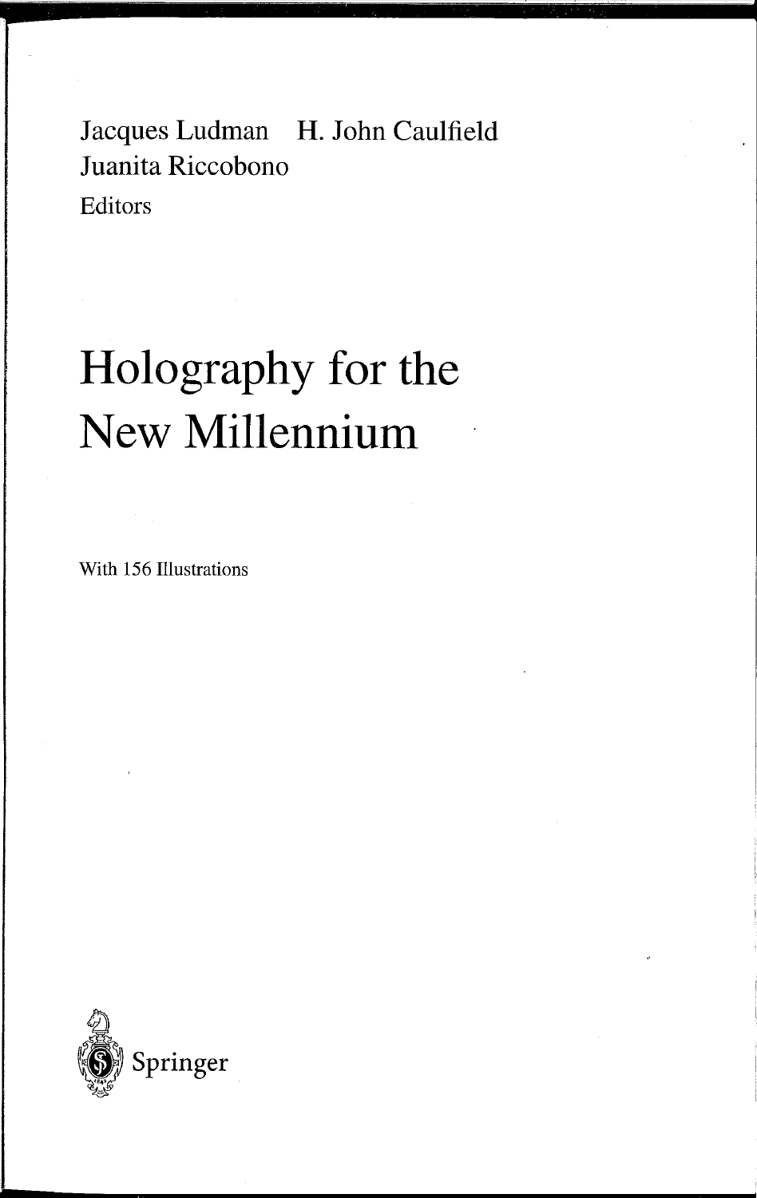Jacques Ludman H. John Caulfield
Juanita Riccobono
Editors

# Holography for the New Millennium

With 156 Illustrations

Springer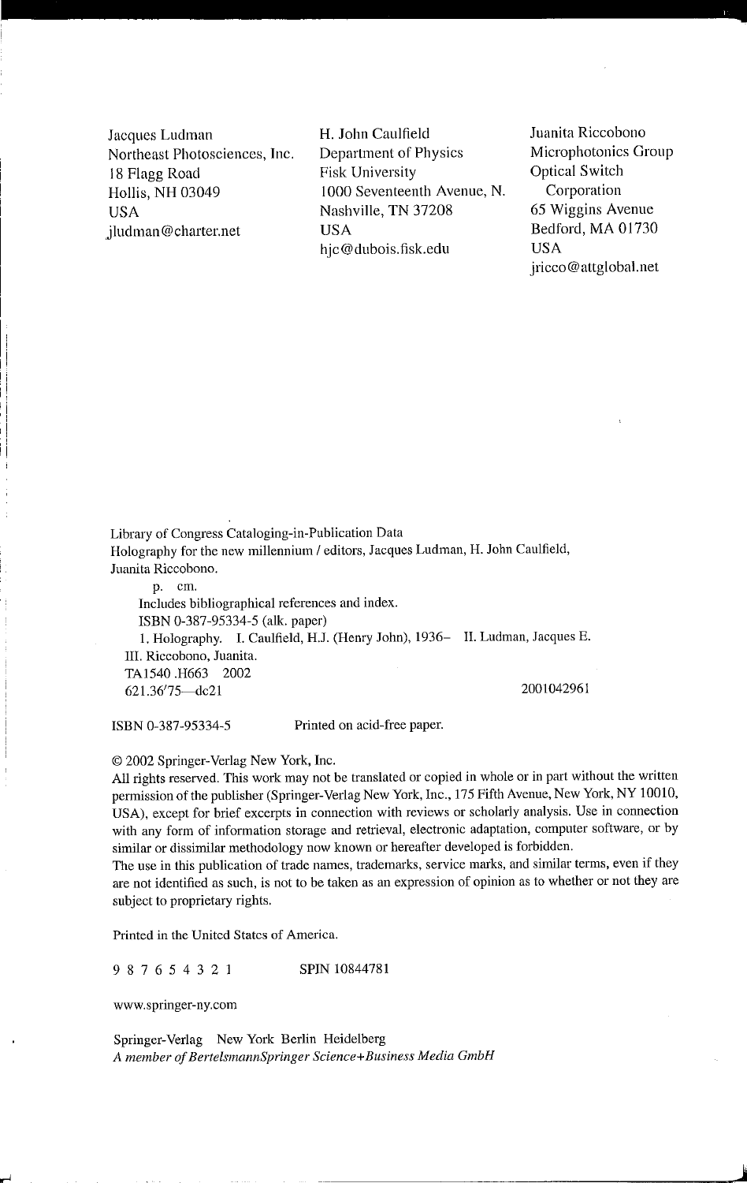Jacques Ludman
Northeast Photosciences, Inc.
18 Flagg Road
Hollis, NH 03049
USA
jludman@charter.net

H. John Caulfield
Department of Physics
Fisk University
1000 Seventeenth Avenue, N.
Nashville, TN 37208
USA
hjc@dubois.fisk.edu

Juanita Riccobono
Microphotonics Group
Optical Switch Corporation
65 Wiggins Avenue
Bedford, MA 01730
USA
jricco@attglobal.net

Library of Congress Cataloging-in-Publication Data
Holography for the new millennium / editors, Jacques Ludman, H. John Caulfield, Juanita Riccobono.
p. cm.
Includes bibliographical references and index.
ISBN 0-387-95334-5 (alk. paper)
1. Holography. I. Caulfield, H.J. (Henry John), 1936– II. Ludman, Jacques E. III. Riccobono, Juanita.
TA1540 .H663 2002
621.36′75—dc21 2001042961

ISBN 0-387-95334-5 Printed on acid-free paper.

© 2002 Springer-Verlag New York, Inc.
All rights reserved. This work may not be translated or copied in whole or in part without the written permission of the publisher (Springer-Verlag New York, Inc., 175 Fifth Avenue, New York, NY 10010, USA), except for brief excerpts in connection with reviews or scholarly analysis. Use in connection with any form of information storage and retrieval, electronic adaptation, computer software, or by similar or dissimilar methodology now known or hereafter developed is forbidden.
The use in this publication of trade names, trademarks, service marks, and similar terms, even if they are not identified as such, is not to be taken as an expression of opinion as to whether or not they are subject to proprietary rights.

Printed in the United States of America.

9 8 7 6 5 4 3 2 1 SPIN 10844781

www.springer-ny.com

Springer-Verlag New York Berlin Heidelberg
*A member of BertelsmannSpringer Science+Business Media GmbH*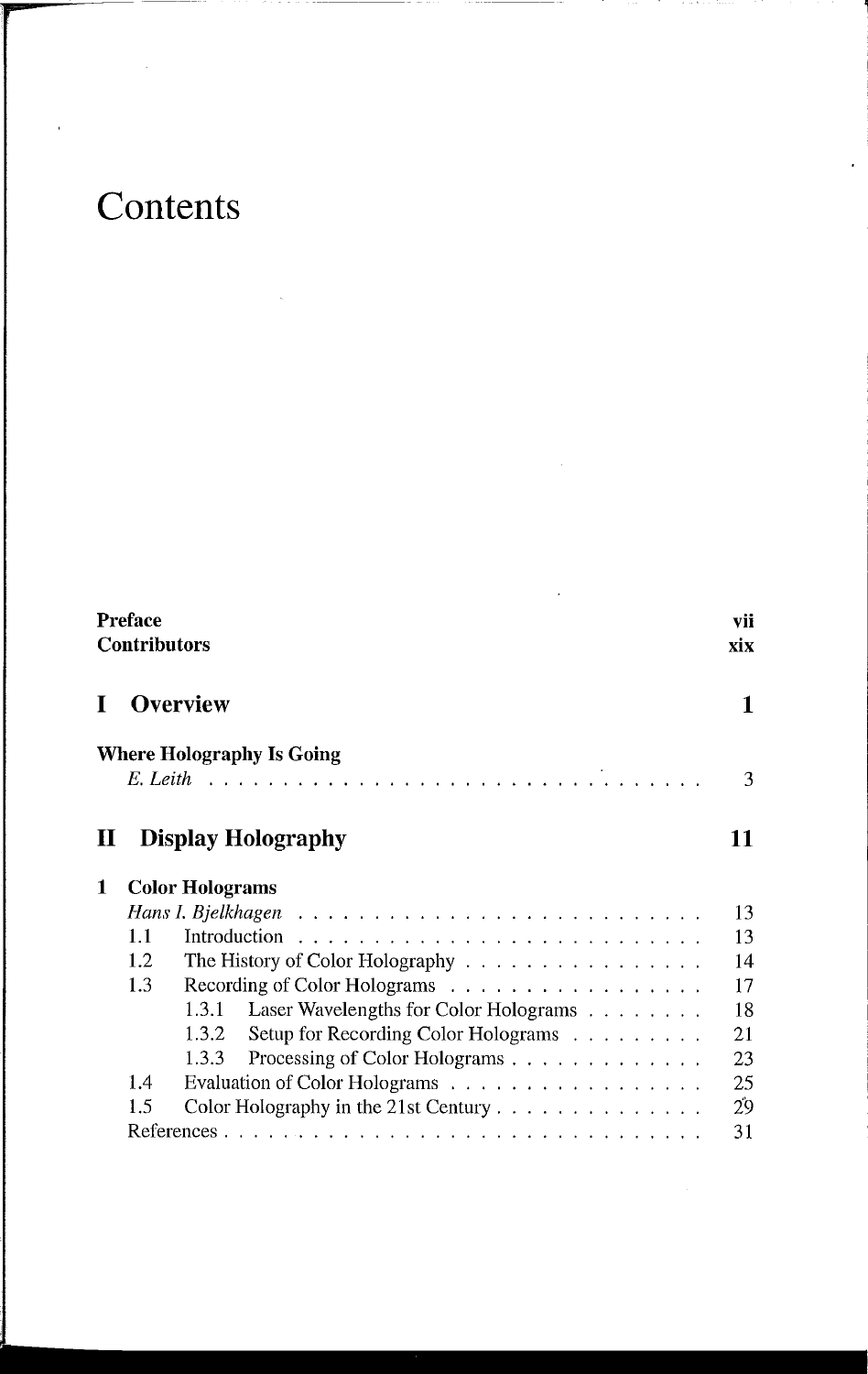# Contents

| | |
|---|---|
| **Preface** | **vii** |
| **Contributors** | **xix** |

## I Overview — 1

**Where Holography Is Going**
*E. Leith* . . . . . 3

## II Display Holography — 11

**1 Color Holograms**

*Hans I. Bjelkhagen* . . . . . 13

- 1.1 Introduction . . . . . 13
- 1.2 The History of Color Holography . . . . . 14
- 1.3 Recording of Color Holograms . . . . . 17
  - 1.3.1 Laser Wavelengths for Color Holograms . . . . . 18
  - 1.3.2 Setup for Recording Color Holograms . . . . . 21
  - 1.3.3 Processing of Color Holograms . . . . . 23
- 1.4 Evaluation of Color Holograms . . . . . 25
- 1.5 Color Holography in the 21st Century . . . . . 29

References . . . . . 31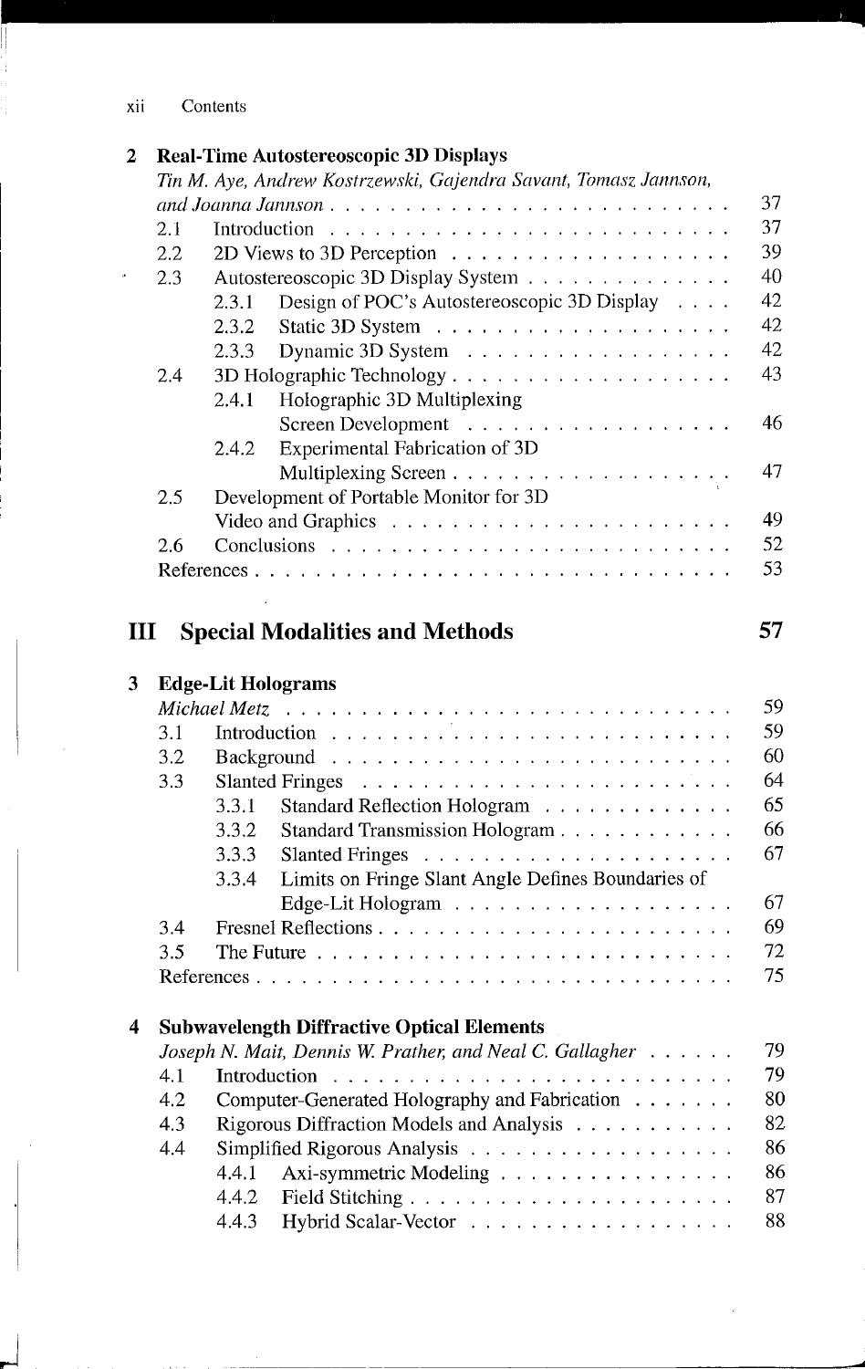**2 Real-Time Autostereoscopic 3D Displays**
*Tin M. Aye, Andrew Kostrzewski, Gajendra Savant, Tomasz Jannson, and Joanna Jannson* . . . 37

- 2.1 Introduction . . . 37
- 2.2 2D Views to 3D Perception . . . 39
- 2.3 Autostereoscopic 3D Display System . . . 40
  - 2.3.1 Design of POC's Autostereoscopic 3D Display . . . 42
  - 2.3.2 Static 3D System . . . 42
  - 2.3.3 Dynamic 3D System . . . 42
- 2.4 3D Holographic Technology . . . 43
  - 2.4.1 Holographic 3D Multiplexing Screen Development . . . 46
  - 2.4.2 Experimental Fabrication of 3D Multiplexing Screen . . . 47
- 2.5 Development of Portable Monitor for 3D Video and Graphics . . . 49
- 2.6 Conclusions . . . 52
- References . . . 53

# III Special Modalities and Methods 57

**3 Edge-Lit Holograms**
*Michael Metz* . . . 59

- 3.1 Introduction . . . 59
- 3.2 Background . . . 60
- 3.3 Slanted Fringes . . . 64
  - 3.3.1 Standard Reflection Hologram . . . 65
  - 3.3.2 Standard Transmission Hologram . . . 66
  - 3.3.3 Slanted Fringes . . . 67
  - 3.3.4 Limits on Fringe Slant Angle Defines Boundaries of Edge-Lit Hologram . . . 67
- 3.4 Fresnel Reflections . . . 69
- 3.5 The Future . . . 72
- References . . . 75

**4 Subwavelength Diffractive Optical Elements**
*Joseph N. Mait, Dennis W. Prather, and Neal C. Gallagher* . . . 79

- 4.1 Introduction . . . 79
- 4.2 Computer-Generated Holography and Fabrication . . . 80
- 4.3 Rigorous Diffraction Models and Analysis . . . 82
- 4.4 Simplified Rigorous Analysis . . . 86
  - 4.4.1 Axi-symmetric Modeling . . . 86
  - 4.4.2 Field Stitching . . . 87
  - 4.4.3 Hybrid Scalar-Vector . . . 88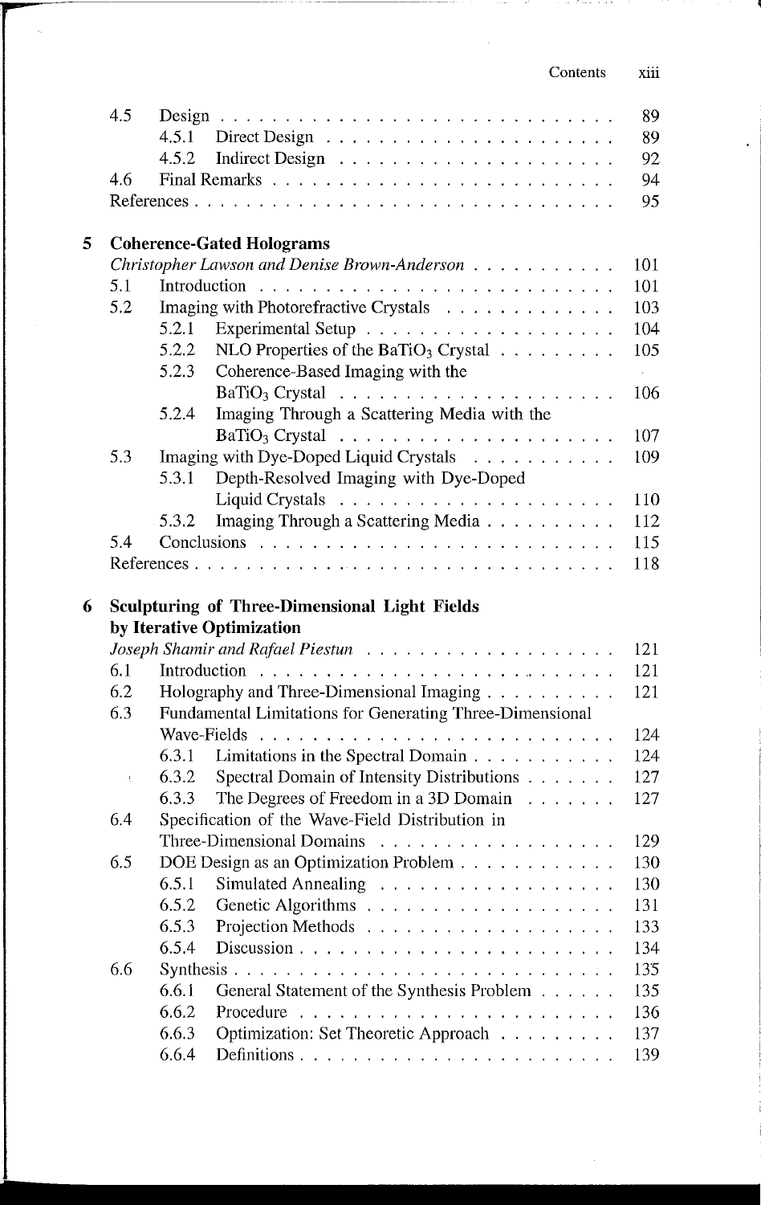| | | | |
|---|---|---|---|
| 4.5 | Design | | 89 |
| | 4.5.1 | Direct Design | 89 |
| | 4.5.2 | Indirect Design | 92 |
| 4.6 | Final Remarks | | 94 |
| References | | | 95 |

**5 Coherence-Gated Holograms**

| | | | |
|---|---|---|---|
| *Christopher Lawson and Denise Brown-Anderson* | | | 101 |
| 5.1 | Introduction | | 101 |
| 5.2 | Imaging with Photorefractive Crystals | | 103 |
| | 5.2.1 | Experimental Setup | 104 |
| | 5.2.2 | NLO Properties of the $BaTiO_3$ Crystal | 105 |
| | 5.2.3 | Coherence-Based Imaging with the $BaTiO_3$ Crystal | 106 |
| | 5.2.4 | Imaging Through a Scattering Media with the $BaTiO_3$ Crystal | 107 |
| 5.3 | Imaging with Dye-Doped Liquid Crystals | | 109 |
| | 5.3.1 | Depth-Resolved Imaging with Dye-Doped Liquid Crystals | 110 |
| | 5.3.2 | Imaging Through a Scattering Media | 112 |
| 5.4 | Conclusions | | 115 |
| References | | | 118 |

**6 Sculpturing of Three-Dimensional Light Fields by Iterative Optimization**

| | | | |
|---|---|---|---|
| *Joseph Shamir and Rafael Piestun* | | | 121 |
| 6.1 | Introduction | | 121 |
| 6.2 | Holography and Three-Dimensional Imaging | | 121 |
| 6.3 | Fundamental Limitations for Generating Three-Dimensional Wave-Fields | | 124 |
| | 6.3.1 | Limitations in the Spectral Domain | 124 |
| | 6.3.2 | Spectral Domain of Intensity Distributions | 127 |
| | 6.3.3 | The Degrees of Freedom in a 3D Domain | 127 |
| 6.4 | Specification of the Wave-Field Distribution in Three-Dimensional Domains | | 129 |
| 6.5 | DOE Design as an Optimization Problem | | 130 |
| | 6.5.1 | Simulated Annealing | 130 |
| | 6.5.2 | Genetic Algorithms | 131 |
| | 6.5.3 | Projection Methods | 133 |
| | 6.5.4 | Discussion | 134 |
| 6.6 | Synthesis | | 135 |
| | 6.6.1 | General Statement of the Synthesis Problem | 135 |
| | 6.6.2 | Procedure | 136 |
| | 6.6.3 | Optimization: Set Theoretic Approach | 137 |
| | 6.6.4 | Definitions | 139 |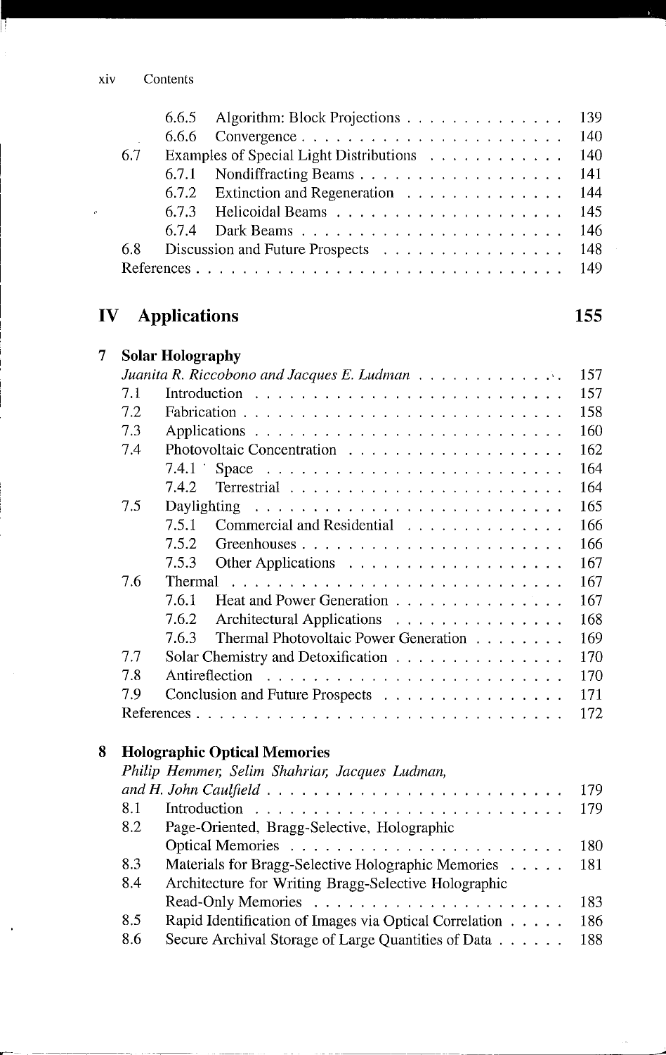| | | |
|---|---|---|
| 6.6.5 | Algorithm: Block Projections | 139 |
| 6.6.6 | Convergence | 140 |
| 6.7 | Examples of Special Light Distributions | 140 |
| 6.7.1 | Nondiffracting Beams | 141 |
| 6.7.2 | Extinction and Regeneration | 144 |
| 6.7.3 | Helicoidal Beams | 145 |
| 6.7.4 | Dark Beams | 146 |
| 6.8 | Discussion and Future Prospects | 148 |
| | References | 149 |

# IV Applications 155

## 7 Solar Holography

*Juanita R. Riccobono and Jacques E. Ludman* . . . 157

| | | |
|---|---|---|
| 7.1 | Introduction | 157 |
| 7.2 | Fabrication | 158 |
| 7.3 | Applications | 160 |
| 7.4 | Photovoltaic Concentration | 162 |
| 7.4.1 | Space | 164 |
| 7.4.2 | Terrestrial | 164 |
| 7.5 | Daylighting | 165 |
| 7.5.1 | Commercial and Residential | 166 |
| 7.5.2 | Greenhouses | 166 |
| 7.5.3 | Other Applications | 167 |
| 7.6 | Thermal | 167 |
| 7.6.1 | Heat and Power Generation | 167 |
| 7.6.2 | Architectural Applications | 168 |
| 7.6.3 | Thermal Photovoltaic Power Generation | 169 |
| 7.7 | Solar Chemistry and Detoxification | 170 |
| 7.8 | Antireflection | 170 |
| 7.9 | Conclusion and Future Prospects | 171 |
| | References | 172 |

## 8 Holographic Optical Memories

*Philip Hemmer, Selim Shahriar, Jacques Ludman, and H. John Caulfield* . . . 179

| | | |
|---|---|---|
| 8.1 | Introduction | 179 |
| 8.2 | Page-Oriented, Bragg-Selective, Holographic Optical Memories | 180 |
| 8.3 | Materials for Bragg-Selective Holographic Memories | 181 |
| 8.4 | Architecture for Writing Bragg-Selective Holographic Read-Only Memories | 183 |
| 8.5 | Rapid Identification of Images via Optical Correlation | 186 |
| 8.6 | Secure Archival Storage of Large Quantities of Data | 188 |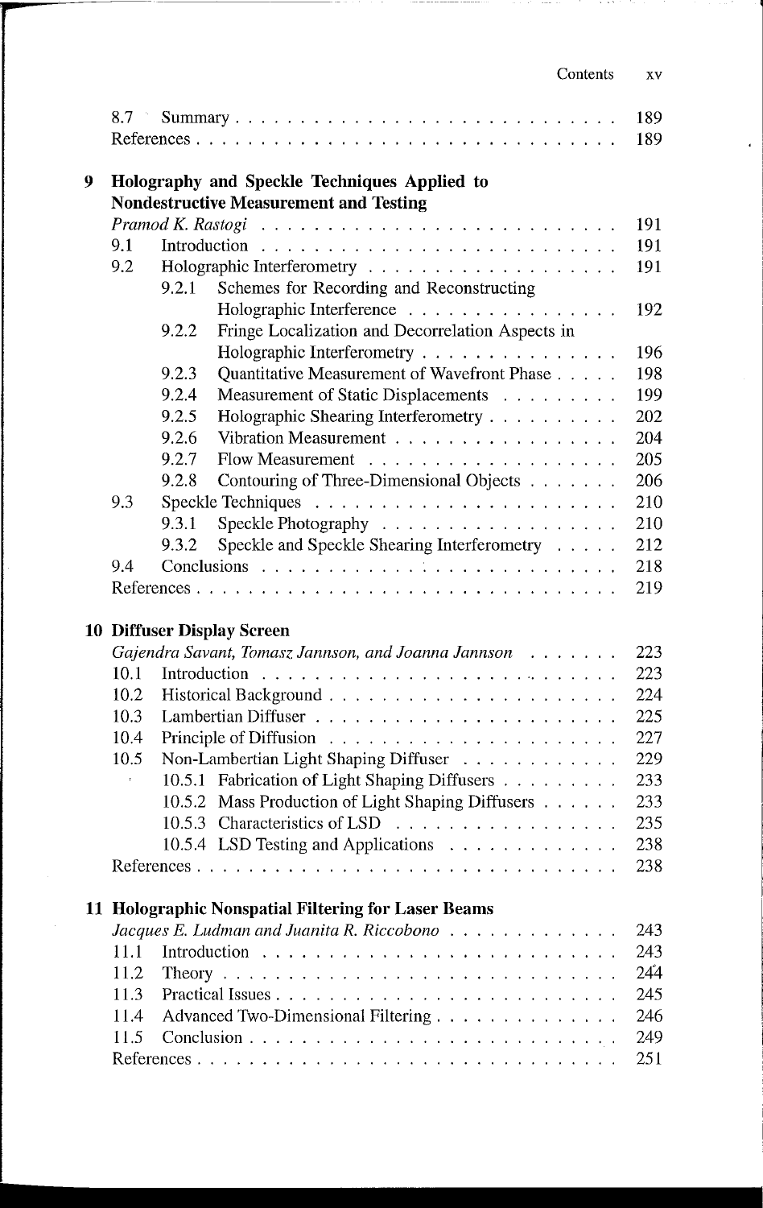| | | |
|---|---|---|
| 8.7 | Summary | 189 |
| | References | 189 |

**9 Holography and Speckle Techniques Applied to Nondestructive Measurement and Testing**

*Pramod K. Rastogi* . . . . . 191

| | | |
|---|---|---|
| 9.1 | Introduction | 191 |
| 9.2 | Holographic Interferometry | 191 |
| 9.2.1 | Schemes for Recording and Reconstructing Holographic Interference | 192 |
| 9.2.2 | Fringe Localization and Decorrelation Aspects in Holographic Interferometry | 196 |
| 9.2.3 | Quantitative Measurement of Wavefront Phase | 198 |
| 9.2.4 | Measurement of Static Displacements | 199 |
| 9.2.5 | Holographic Shearing Interferometry | 202 |
| 9.2.6 | Vibration Measurement | 204 |
| 9.2.7 | Flow Measurement | 205 |
| 9.2.8 | Contouring of Three-Dimensional Objects | 206 |
| 9.3 | Speckle Techniques | 210 |
| 9.3.1 | Speckle Photography | 210 |
| 9.3.2 | Speckle and Speckle Shearing Interferometry | 212 |
| 9.4 | Conclusions | 218 |
| | References | 219 |

**10 Diffuser Display Screen**

*Gajendra Savant, Tomasz Jannson, and Joanna Jannson* . . . . . 223

| | | |
|---|---|---|
| 10.1 | Introduction | 223 |
| 10.2 | Historical Background | 224 |
| 10.3 | Lambertian Diffuser | 225 |
| 10.4 | Principle of Diffusion | 227 |
| 10.5 | Non-Lambertian Light Shaping Diffuser | 229 |
| 10.5.1 | Fabrication of Light Shaping Diffusers | 233 |
| 10.5.2 | Mass Production of Light Shaping Diffusers | 233 |
| 10.5.3 | Characteristics of LSD | 235 |
| 10.5.4 | LSD Testing and Applications | 238 |
| | References | 238 |

**11 Holographic Nonspatial Filtering for Laser Beams**

*Jacques E. Ludman and Juanita R. Riccobono* . . . . . 243

| | | |
|---|---|---|
| 11.1 | Introduction | 243 |
| 11.2 | Theory | 244 |
| 11.3 | Practical Issues | 245 |
| 11.4 | Advanced Two-Dimensional Filtering | 246 |
| 11.5 | Conclusion | 249 |
| | References | 251 |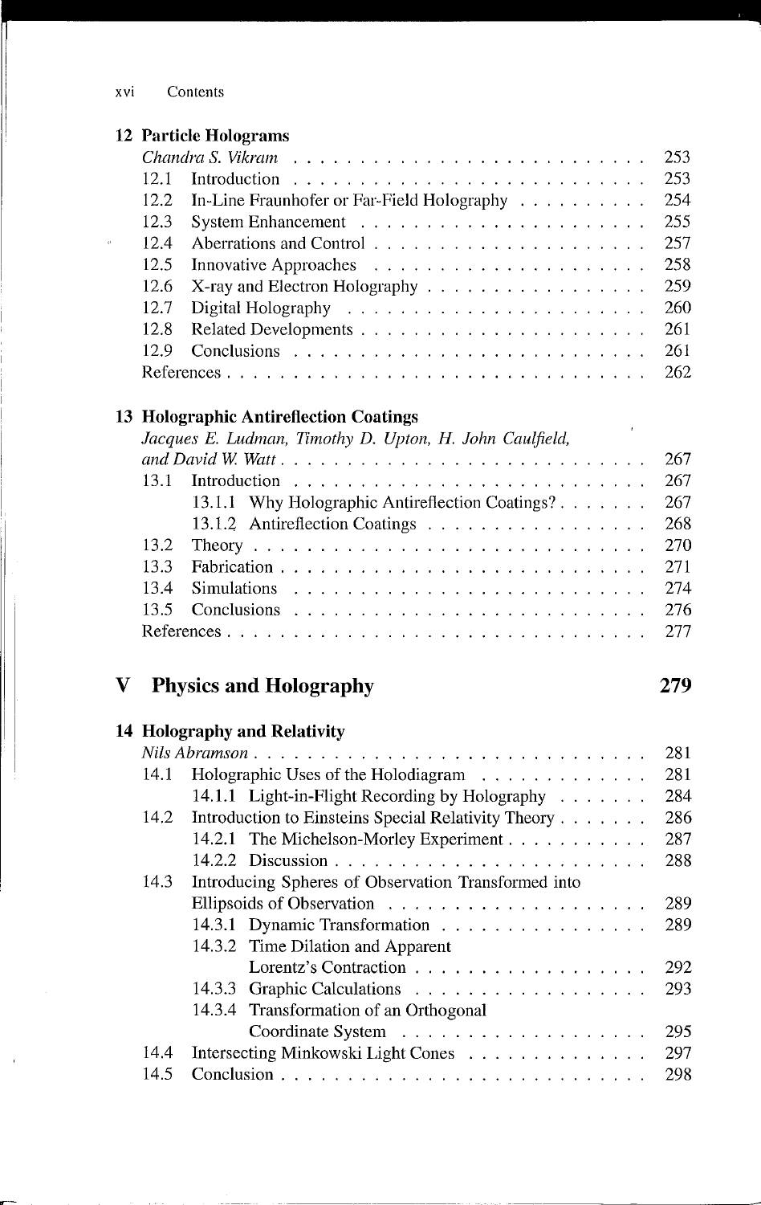**12 Particle Holograms**

*Chandra S. Vikram* . . . . . . . . . . . . . . . . . . . . . . . . . . 253

12.1 Introduction . . . . . . . . . . . . . . . . . . . . . . . . . . 253

12.2 In-Line Fraunhofer or Far-Field Holography . . . . . . . . . . 254

12.3 System Enhancement . . . . . . . . . . . . . . . . . . . . . . 255

12.4 Aberrations and Control . . . . . . . . . . . . . . . . . . . . . 257

12.5 Innovative Approaches . . . . . . . . . . . . . . . . . . . . . 258

12.6 X-ray and Electron Holography . . . . . . . . . . . . . . . . . 259

12.7 Digital Holography . . . . . . . . . . . . . . . . . . . . . . . 260

12.8 Related Developments . . . . . . . . . . . . . . . . . . . . . . 261

12.9 Conclusions . . . . . . . . . . . . . . . . . . . . . . . . . . . 261

References . . . . . . . . . . . . . . . . . . . . . . . . . . . . . . . 262

**13 Holographic Antireflection Coatings**

*Jacques E. Ludman, Timothy D. Upton, H. John Caulfield, and David W. Watt* . . . . . . . . . . . . . . . . . . . . . . . . . . . 267

13.1 Introduction . . . . . . . . . . . . . . . . . . . . . . . . . . 267

13.1.1 Why Holographic Antireflection Coatings? . . . . . . . 267

13.1.2 Antireflection Coatings . . . . . . . . . . . . . . . . . 268

13.2 Theory . . . . . . . . . . . . . . . . . . . . . . . . . . . . . 270

13.3 Fabrication . . . . . . . . . . . . . . . . . . . . . . . . . . . 271

13.4 Simulations . . . . . . . . . . . . . . . . . . . . . . . . . . . 274

13.5 Conclusions . . . . . . . . . . . . . . . . . . . . . . . . . . . 276

References . . . . . . . . . . . . . . . . . . . . . . . . . . . . . . . 277

# V Physics and Holography 279

**14 Holography and Relativity**

*Nils Abramson* . . . . . . . . . . . . . . . . . . . . . . . . . . . . 281

14.1 Holographic Uses of the Holodiagram . . . . . . . . . . . . . 281

14.1.1 Light-in-Flight Recording by Holography . . . . . . . 284

14.2 Introduction to Einsteins Special Relativity Theory . . . . . . . 286

14.2.1 The Michelson-Morley Experiment . . . . . . . . . . . 287

14.2.2 Discussion . . . . . . . . . . . . . . . . . . . . . . . . 288

14.3 Introducing Spheres of Observation Transformed into Ellipsoids of Observation . . . . . . . . . . . . . . . . . . . . 289

14.3.1 Dynamic Transformation . . . . . . . . . . . . . . . . 289

14.3.2 Time Dilation and Apparent Lorentz's Contraction . . . . . . . . . . . . . . . . . . 292

14.3.3 Graphic Calculations . . . . . . . . . . . . . . . . . . 293

14.3.4 Transformation of an Orthogonal Coordinate System . . . . . . . . . . . . . . . . . . . 295

14.4 Intersecting Minkowski Light Cones . . . . . . . . . . . . . . 297

14.5 Conclusion . . . . . . . . . . . . . . . . . . . . . . . . . . . . 298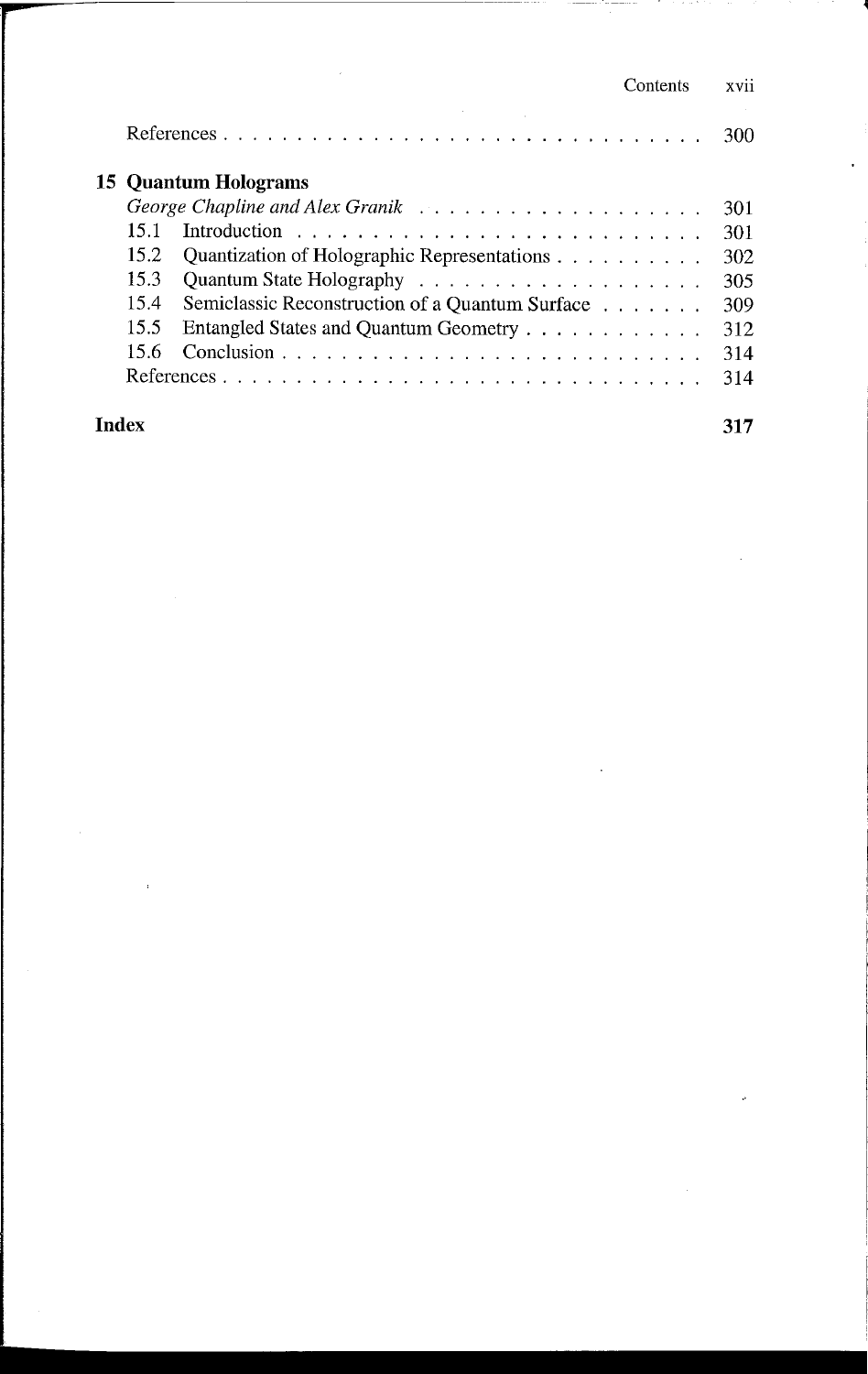References . . . . . . . . . . . . . . . . . . . . . . . . . . . . . . . 300

**15 Quantum Holograms**

*George Chapline and Alex Granik* . . . . . . . . . . . . . . . . . . . 301

15.1 Introduction . . . . . . . . . . . . . . . . . . . . . . . . . . . 301

15.2 Quantization of Holographic Representations . . . . . . . . . . 302

15.3 Quantum State Holography . . . . . . . . . . . . . . . . . . . 305

15.4 Semiclassic Reconstruction of a Quantum Surface . . . . . . . 309

15.5 Entangled States and Quantum Geometry . . . . . . . . . . . . 312

15.6 Conclusion . . . . . . . . . . . . . . . . . . . . . . . . . . . . 314

References . . . . . . . . . . . . . . . . . . . . . . . . . . . . . . . 314

**Index** **317**